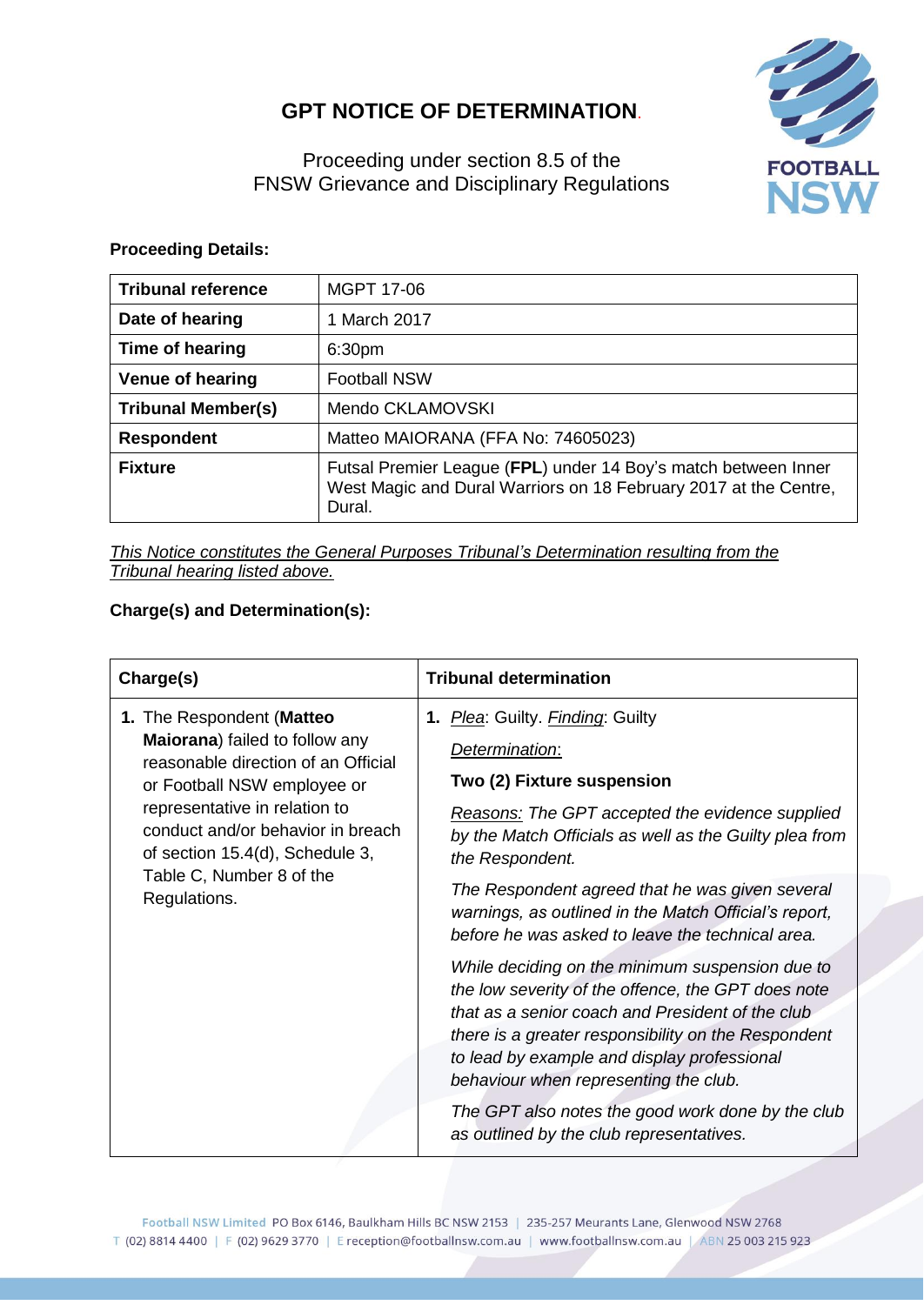# GPT NOTICE OF DETERMINATION.

Proceeding under section 8.5 of the FNSW Grievance and Disciplinary Regulations

**Proceeding Details:**

| **Tribunal reference** | MGPT 17-06 |
|---|---|
| **Date of hearing** | 1 March 2017 |
| **Time of hearing** | 6:30pm |
| **Venue of hearing** | Football NSW |
| **Tribunal Member(s)** | Mendo CKLAMOVSKI |
| **Respondent** | Matteo MAIORANA (FFA No: 74605023) |
| **Fixture** | Futsal Premier League (**FPL**) under 14 Boy's match between Inner West Magic and Dural Warriors on 18 February 2017 at the Centre, Dural. |

*This Notice constitutes the General Purposes Tribunal's Determination resulting from the Tribunal hearing listed above.*

**Charge(s) and Determination(s):**

| Charge(s) | Tribunal determination |
|---|---|
| **1.** The Respondent (**Matteo Maiorana**) failed to follow any reasonable direction of an Official or Football NSW employee or representative in relation to conduct and/or behavior in breach of section 15.4(d), Schedule 3, Table C, Number 8 of the Regulations. | **1.** *Plea*: Guilty. *Finding*: Guilty<br><br>*Determination*:<br><br>**Two (2) Fixture suspension**<br><br>*Reasons: The GPT accepted the evidence supplied by the Match Officials as well as the Guilty plea from the Respondent.*<br><br>*The Respondent agreed that he was given several warnings, as outlined in the Match Official's report, before he was asked to leave the technical area.*<br><br>*While deciding on the minimum suspension due to the low severity of the offence, the GPT does note that as a senior coach and President of the club there is a greater responsibility on the Respondent to lead by example and display professional behaviour when representing the club.*<br><br>*The GPT also notes the good work done by the club as outlined by the club representatives.* |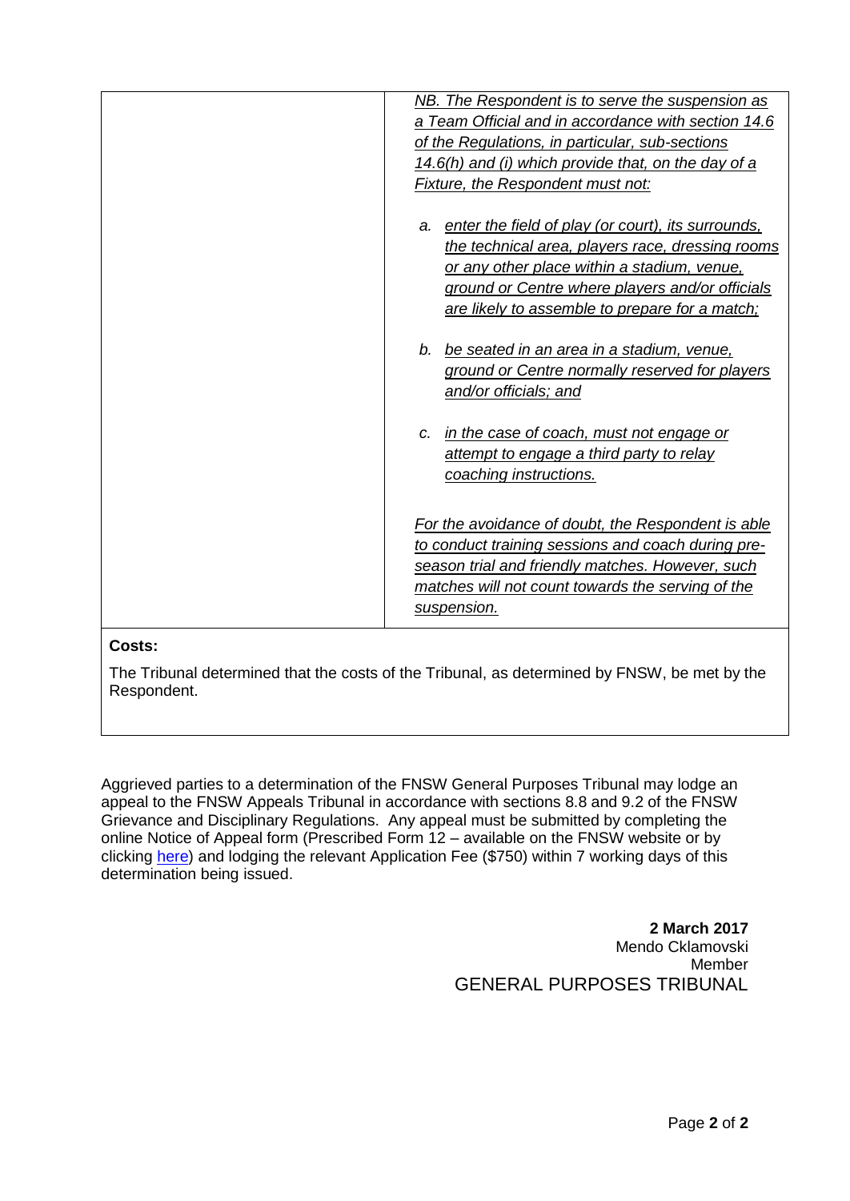| | |
|---|---|
| | *NB. The Respondent is to serve the suspension as a Team Official and in accordance with section 14.6 of the Regulations, in particular, sub-sections 14.6(h) and (i) which provide that, on the day of a Fixture, the Respondent must not:*<br><br>*a. enter the field of play (or court), its surrounds, the technical area, players race, dressing rooms or any other place within a stadium, venue, ground or Centre where players and/or officials are likely to assemble to prepare for a match;*<br><br>*b. be seated in an area in a stadium, venue, ground or Centre normally reserved for players and/or officials; and*<br><br>*c. in the case of coach, must not engage or attempt to engage a third party to relay coaching instructions.*<br><br>*For the avoidance of doubt, the Respondent is able to conduct training sessions and coach during pre-season trial and friendly matches. However, such matches will not count towards the serving of the suspension.* |

**Costs:**

The Tribunal determined that the costs of the Tribunal, as determined by FNSW, be met by the Respondent.

Aggrieved parties to a determination of the FNSW General Purposes Tribunal may lodge an appeal to the FNSW Appeals Tribunal in accordance with sections 8.8 and 9.2 of the FNSW Grievance and Disciplinary Regulations. Any appeal must be submitted by completing the online Notice of Appeal form (Prescribed Form 12 – available on the FNSW website or by clicking here) and lodging the relevant Application Fee ($750) within 7 working days of this determination being issued.

**2 March 2017**
Mendo Cklamovski
Member
GENERAL PURPOSES TRIBUNAL